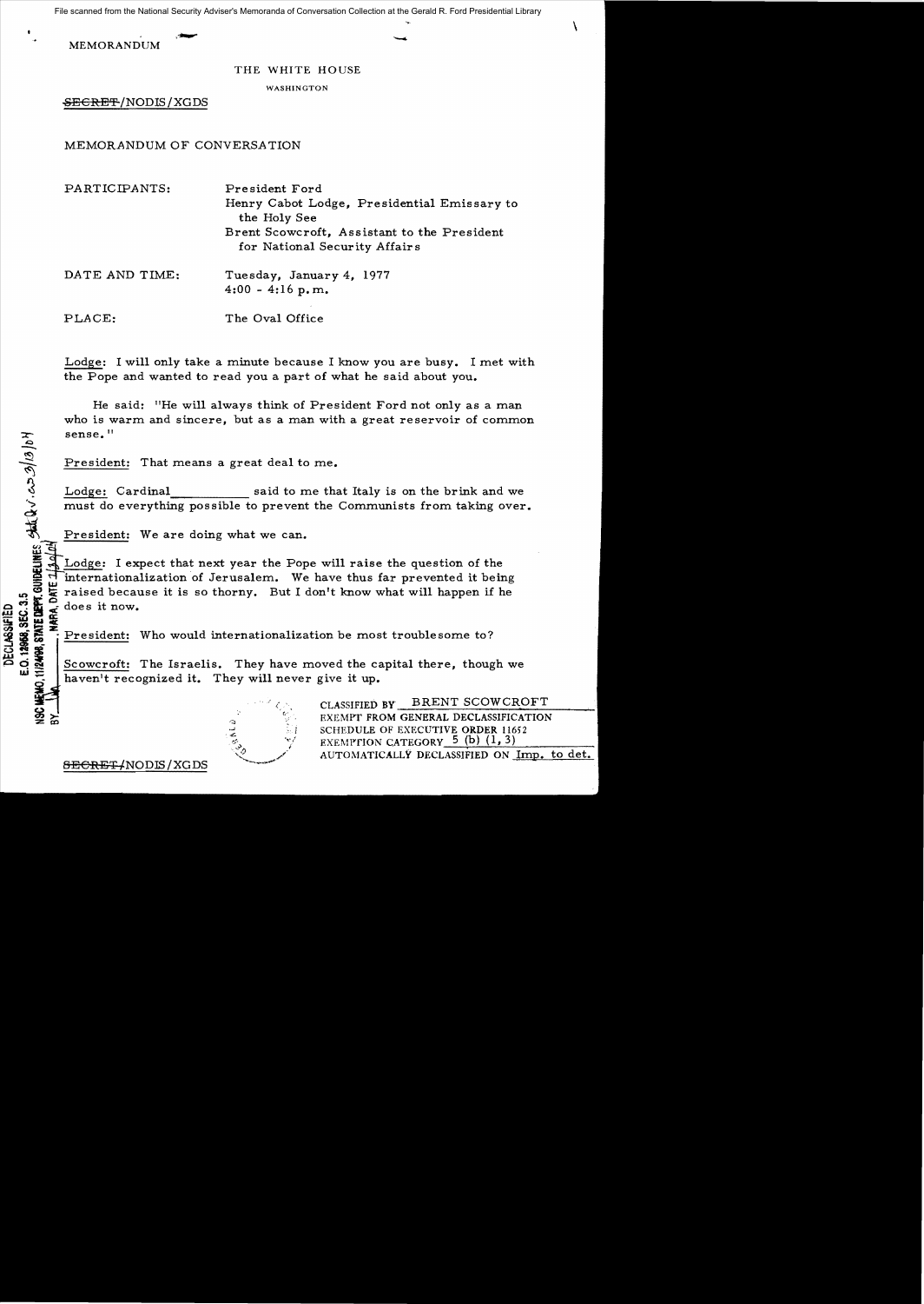MEMORANDUM

THE WHITE HOUSE

WASHINGTON

~~SECRET~~/NODIS/XGDS

MEMORANDUM OF CONVERSATION

PARTICIPANTS: President Ford
Henry Cabot Lodge, Presidential Emissary to the Holy See
Brent Scowcroft, Assistant to the President for National Security Affairs

DATE AND TIME: Tuesday, January 4, 1977
4:00 - 4:16 p.m.

PLACE: The Oval Office

Lodge: I will only take a minute because I know you are busy. I met with the Pope and wanted to read you a part of what he said about you.

He said: "He will always think of President Ford not only as a man who is warm and sincere, but as a man with a great reservoir of common sense."

President: That means a great deal to me.

Lodge: Cardinal ___________ said to me that Italy is on the brink and we must do everything possible to prevent the Communists from taking over.

President: We are doing what we can.

Lodge: I expect that next year the Pope will raise the question of the internationalization of Jerusalem. We have thus far prevented it being raised because it is so thorny. But I don't know what will happen if he does it now.

President: Who would internationalization be most troublesome to?

Scowcroft: The Israelis. They have moved the capital there, though we haven't recognized it. They will never give it up.

CLASSIFIED BY BRENT SCOWCROFT
EXEMPT FROM GENERAL DECLASSIFICATION
SCHEDULE OF EXECUTIVE ORDER 11652
EXEMPTION CATEGORY 5 (b) (1, 3)
AUTOMATICALLY DECLASSIFIED ON Imp. to det.

~~SECRET~~/NODIS/XGDS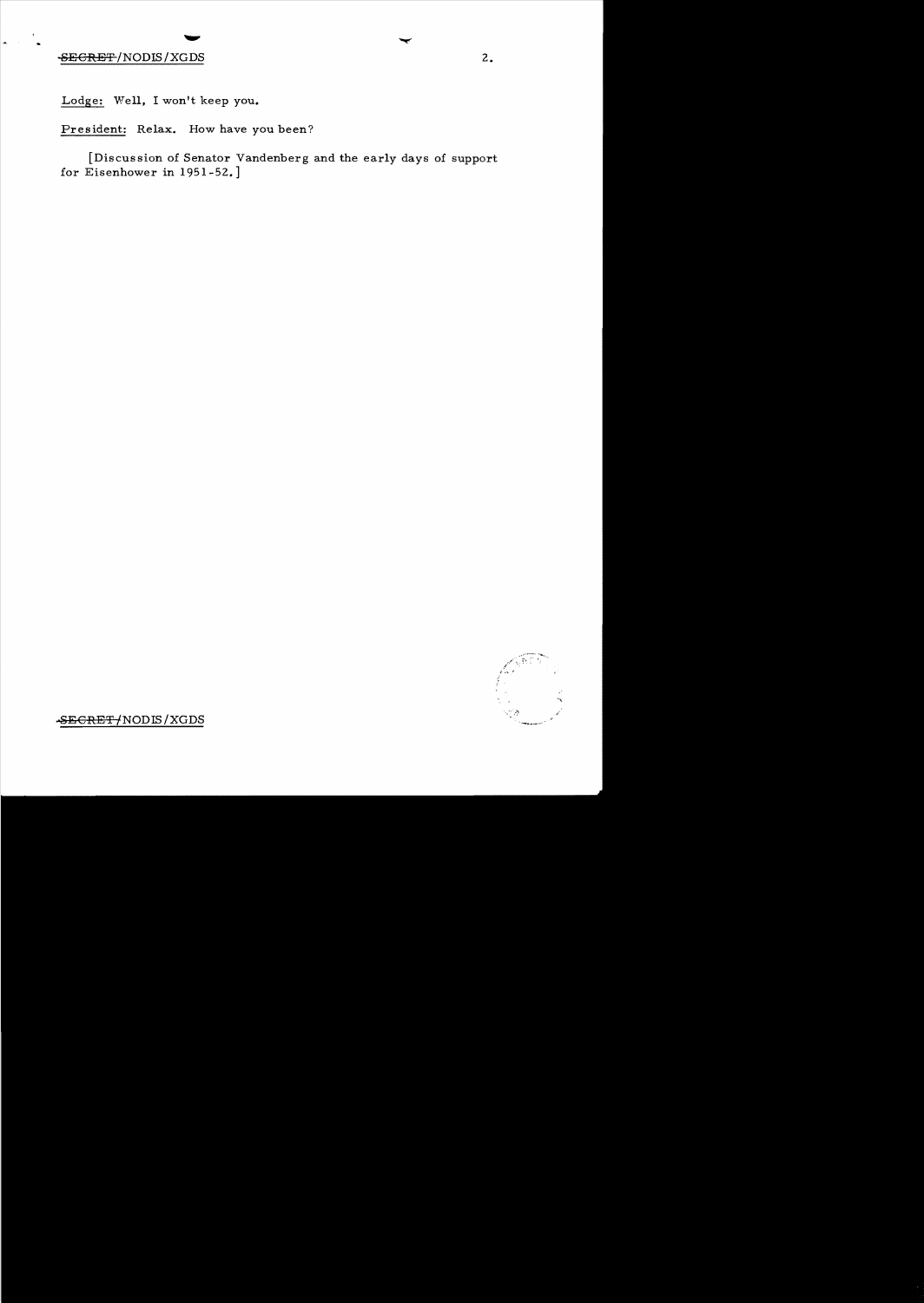Lodge: Well, I won't keep you.

President: Relax. How have you been?

[Discussion of Senator Vandenberg and the early days of support for Eisenhower in 1951-52.]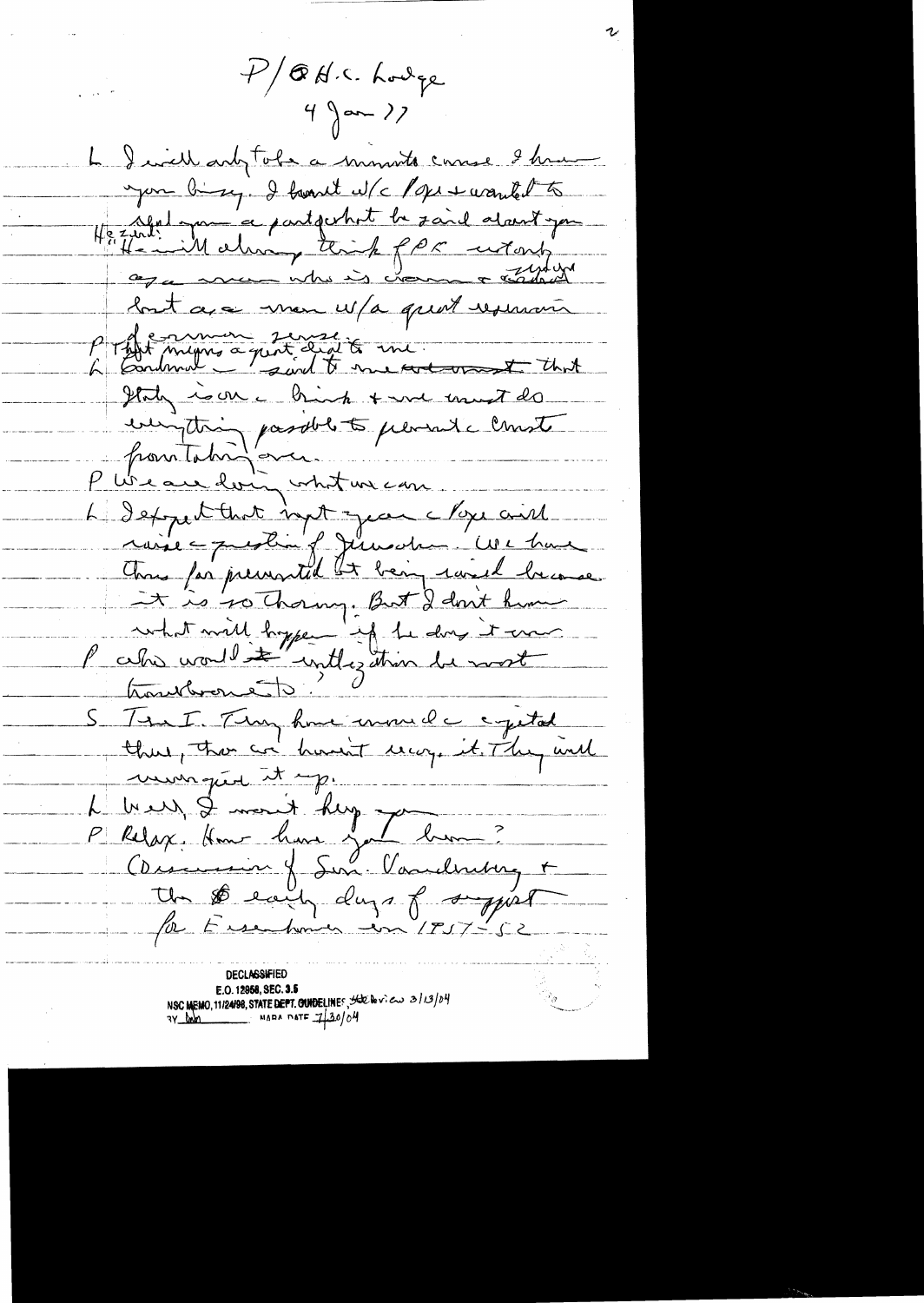P/ H.C. Lodge
4 Jan 77

L I will only take a minute cause I know you busy. I haven't w/c Pope + wanted to tell you a part of what he said about you. He said: He will always think of P.R. not only as a man who is decent + [illegible] but as a man w/a great reservoir of common sense.

P That means a great deal to me.

L Cardinal — said to me at [illegible] that Italy is on c brink + we must do everything possible to prevent c Communists from taking over.

P We are doing what we can.

L I expect that next year c Pope will raise c question of Jerusalem. We have thus far prevented it being raised because it is so thorny. But I don't know what will happen if he does it now.

P Who would ~~it~~ internationalization be most troublesome to?

S Isr. I. They have moved c capital there, tho we haven't recog. it. They will never give it up.

L Well, I won't keep you.

P Relax. How have you been?

(Discussion of Sen. Vandenberg + the early days of support for Eisenhower in 1951-52

DECLASSIFIED
E.O. 12958, SEC. 3.5
NSC MEMO, 11/24/98, STATE DEPT. GUIDELINES, State Review 3/13/04
BY [illegible] NARA DATE 7/30/04